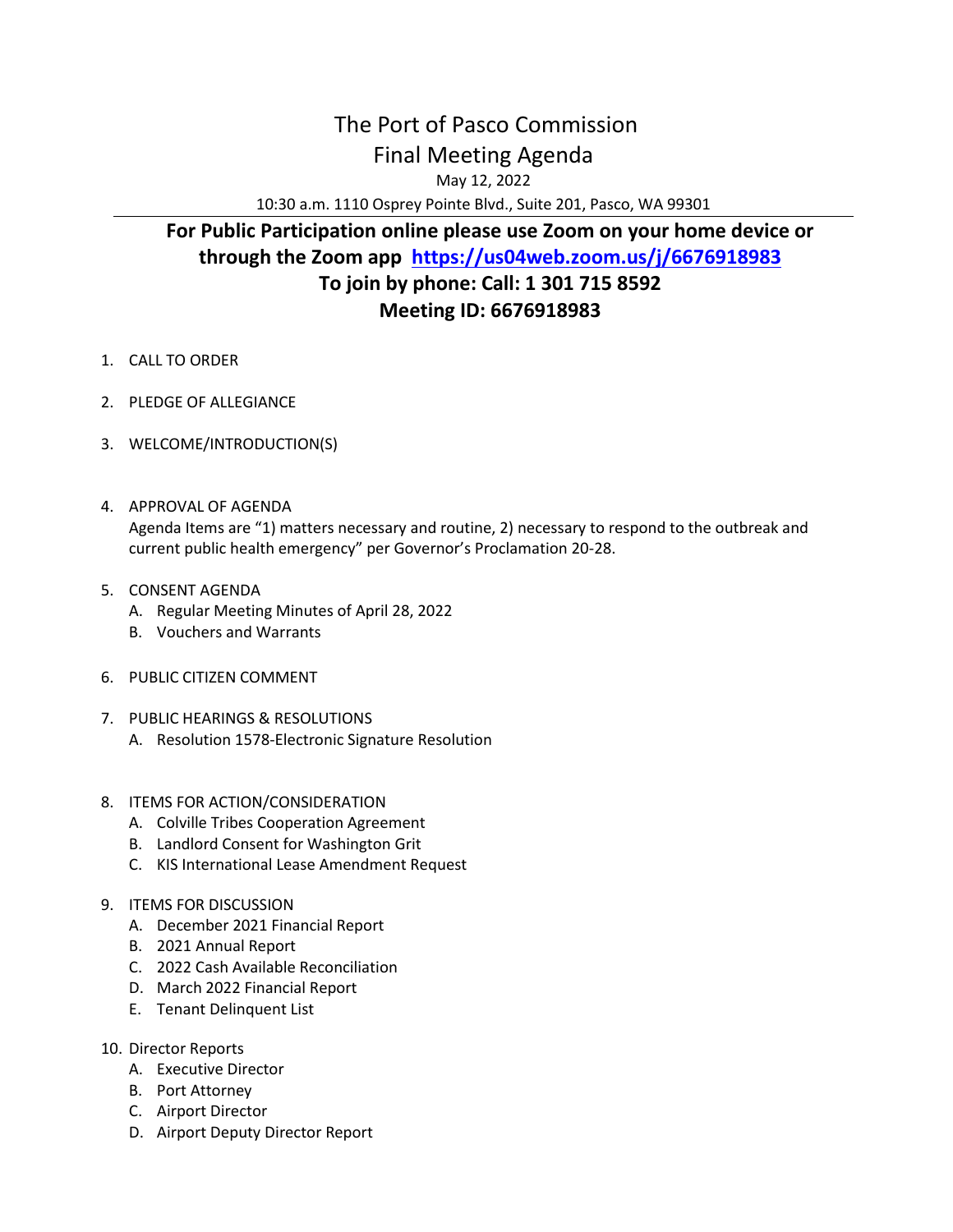# The Port of Pasco Commission

## Final Meeting Agenda

May 12, 2022

10:30 a.m. 1110 Osprey Pointe Blvd., Suite 201, Pasco, WA 99301

---

**For Public Participation online please use Zoom on your home device or through the Zoom app [https://us04web.zoom.us/j/6676918983](https://us04web.zoom.us/j/6676918983)**

**To join by phone: Call: 1 301 715 8592**

**Meeting ID: 6676918983**

1. CALL TO ORDER

2. PLEDGE OF ALLEGIANCE

3. WELCOME/INTRODUCTION(S)

4. APPROVAL OF AGENDA
   Agenda Items are "1) matters necessary and routine, 2) necessary to respond to the outbreak and current public health emergency" per Governor's Proclamation 20-28.

5. CONSENT AGENDA
   A. Regular Meeting Minutes of April 28, 2022
   B. Vouchers and Warrants

6. PUBLIC CITIZEN COMMENT

7. PUBLIC HEARINGS & RESOLUTIONS
   A. Resolution 1578-Electronic Signature Resolution

8. ITEMS FOR ACTION/CONSIDERATION
   A. Colville Tribes Cooperation Agreement
   B. Landlord Consent for Washington Grit
   C. KIS International Lease Amendment Request

9. ITEMS FOR DISCUSSION
   A. December 2021 Financial Report
   B. 2021 Annual Report
   C. 2022 Cash Available Reconciliation
   D. March 2022 Financial Report
   E. Tenant Delinquent List

10. Director Reports
    A. Executive Director
    B. Port Attorney
    C. Airport Director
    D. Airport Deputy Director Report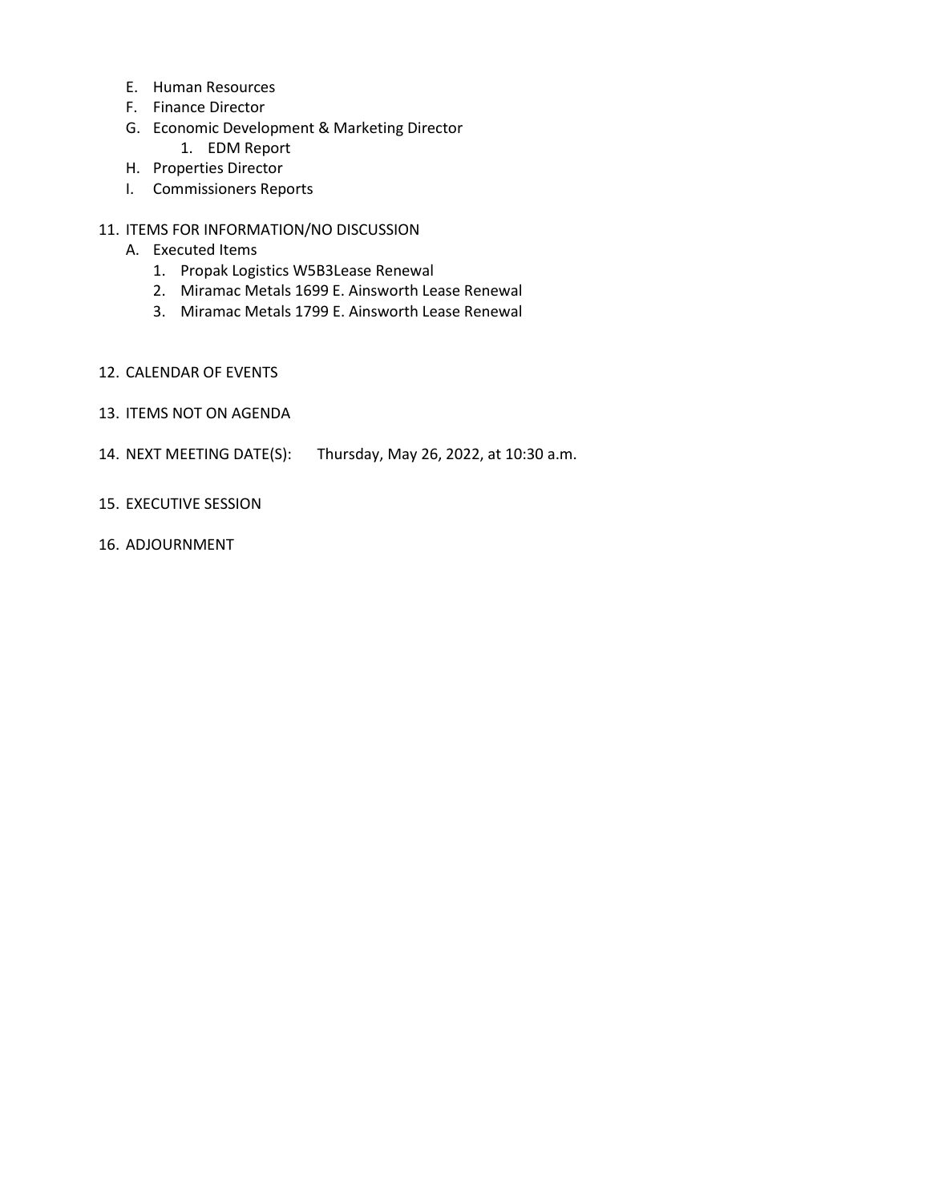E. Human Resources
F. Finance Director
G. Economic Development & Marketing Director
    1. EDM Report
H. Properties Director
I. Commissioners Reports

11. ITEMS FOR INFORMATION/NO DISCUSSION
    A. Executed Items
        1. Propak Logistics W5B3Lease Renewal
        2. Miramac Metals 1699 E. Ainsworth Lease Renewal
        3. Miramac Metals 1799 E. Ainsworth Lease Renewal

12. CALENDAR OF EVENTS

13. ITEMS NOT ON AGENDA

14. NEXT MEETING DATE(S): Thursday, May 26, 2022, at 10:30 a.m.

15. EXECUTIVE SESSION

16. ADJOURNMENT